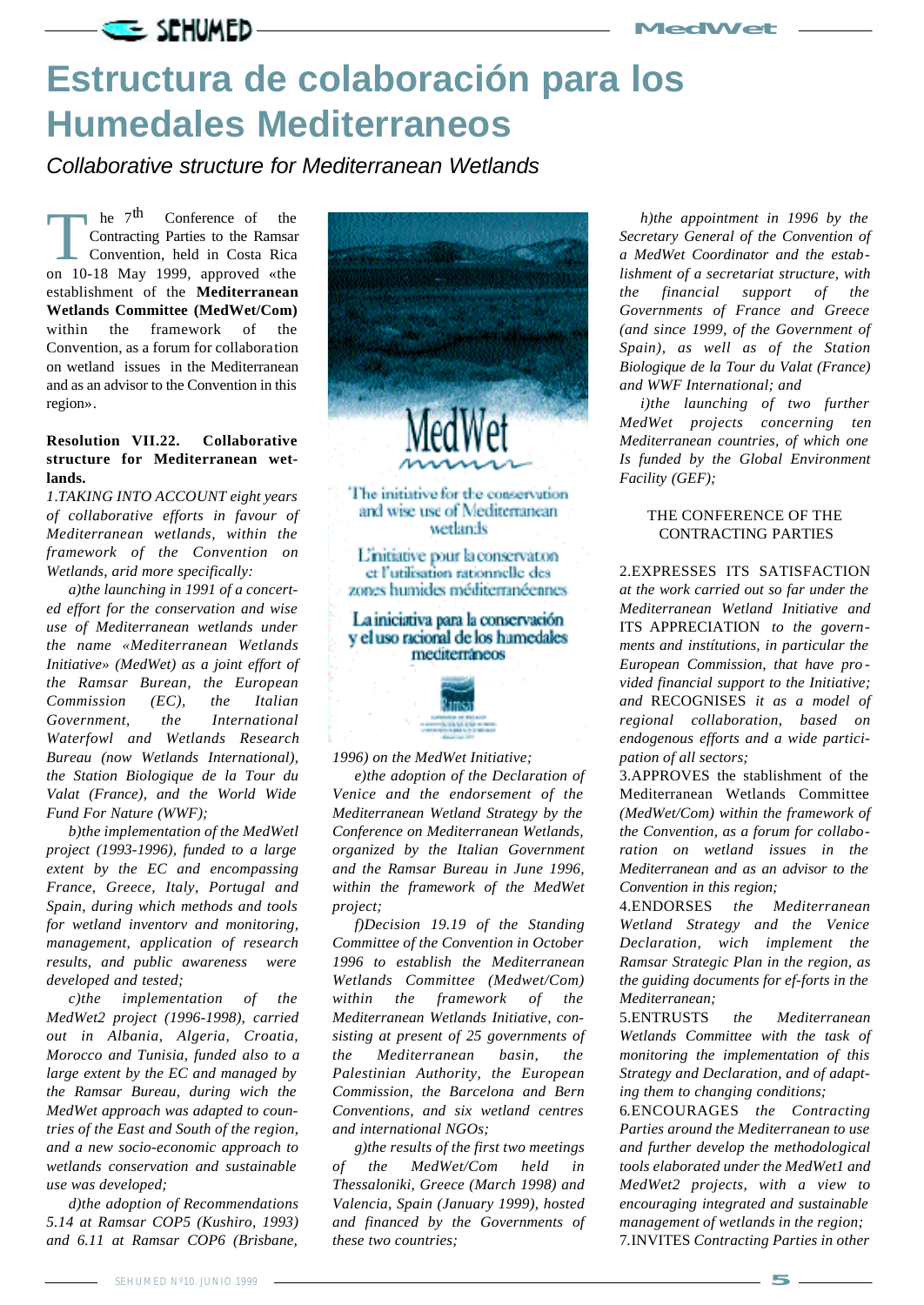# Estructura de colaboración para los Humedales Mediterraneos

*Collaborative structure for Mediterranean Wetlands*

The 7th Conference of the Contracting Parties to the Ramsar Convention, held in Costa Rica on 10-18 May 1999, approved «the establishment of the **Mediterranean Wetlands Committee (MedWet/Com)** within the framework of the Convention, as a forum for collaboration on wetland issues in the Mediterranean and as an advisor to the Convention in this region».

**Resolution VII.22. Collaborative structure for Mediterranean wetlands.**

*1.TAKING INTO ACCOUNT eight years of collaborative efforts in favour of Mediterranean wetlands, within the framework of the Convention on Wetlands, arid more specifically:*

*a)the launching in 1991 of a concerted effort for the conservation and wise use of Mediterranean wetlands under the name «Mediterranean Wetlands Initiative» (MedWet) as a joint effort of the Ramsar Burean, the European Commission (EC), the Italian Government, the International Waterfowl and Wetlands Research Bureau (now Wetlands International), the Station Biologique de la Tour du Valat (France), and the World Wide Fund For Nature (WWF);*

*b)the implementation of the MedWetl project (1993-1996), funded to a large extent by the EC and encompassing France, Greece, Italy, Portugal and Spain, during which methods and tools for wetland inventorv and monitoring, management, application of research results, and public awareness were developed and tested;*

*c)the implementation of the MedWet2 project (1996-1998), carried out in Albania, Algeria, Croatia, Morocco and Tunisia, funded also to a large extent by the EC and managed by the Ramsar Bureau, during wich the MedWet approach was adapted to countries of the East and South of the region, and a new socio-economic approach to wetlands conservation and sustainable use was developed;*

*d)the adoption of Recommendations 5.14 at Ramsar COP5 (Kushiro, 1993) and 6.11 at Ramsar COP6 (Brisbane, 1996) on the MedWet Initiative;*

*e)the adoption of the Declaration of Venice and the endorsement of the Mediterranean Wetland Strategy by the Conference on Mediterranean Wetlands, organized by the Italian Government and the Ramsar Bureau in June 1996, within the framework of the MedWet project;*

*f)Decision 19.19 of the Standing Committee of the Convention in October 1996 to establish the Mediterranean Wetlands Committee (Medwet/Com) within the framework of the Mediterranean Wetlands Initiative, consisting at present of 25 governments of the Mediterranean basin, the Palestinian Authority, the European Commission, the Barcelona and Bern Conventions, and six wetland centres and international NGOs;*

*g)the results of the first two meetings of the MedWet/Com held in Thessaloniki, Greece (March 1998) and Valencia, Spain (January 1999), hosted and financed by the Governments of these two countries;*

*h)the appointment in 1996 by the Secretary General of the Convention of a MedWet Coordinator and the establishment of a secretariat structure, with the financial support of the Governments of France and Greece (and since 1999, of the Government of Spain), as well as of the Station Biologique de la Tour du Valat (France) and WWF International; and*

*i)the launching of two further MedWet projects concerning ten Mediterranean countries, of which one Is funded by the Global Environment Facility (GEF);*

THE CONFERENCE OF THE CONTRACTING PARTIES

2.EXPRESSES ITS SATISFACTION *at the work carried out so far under the Mediterranean Wetland Initiative and* ITS APPRECIATION *to the governments and institutions, in particular the European Commission, that have provided financial support to the Initiative; and* RECOGNISES *it as a model of regional collaboration, based on endogenous efforts and a wide participation of all sectors;*

3.APPROVES the stablishment of the Mediterranean Wetlands Committee *(MedWet/Com) within the framework of the Convention, as a forum for collaboration on wetland issues in the Mediterranean and as an advisor to the Convention in this region;*

4.ENDORSES *the Mediterranean Wetland Strategy and the Venice Declaration, wich implement the Ramsar Strategic Plan in the region, as the guiding documents for ef-forts in the Mediterranean;*

5.ENTRUSTS *the Mediterranean Wetlands Committee with the task of monitoring the implementation of this Strategy and Declaration, and of adapting them to changing conditions;*

6.ENCOURAGES *the Contracting Parties around the Mediterranean to use and further develop the methodological tools elaborated under the MedWet1 and MedWet2 projects, with a view to encouraging integrated and sustainable management of wetlands in the region;*

7.INVITES *Contracting Parties in other*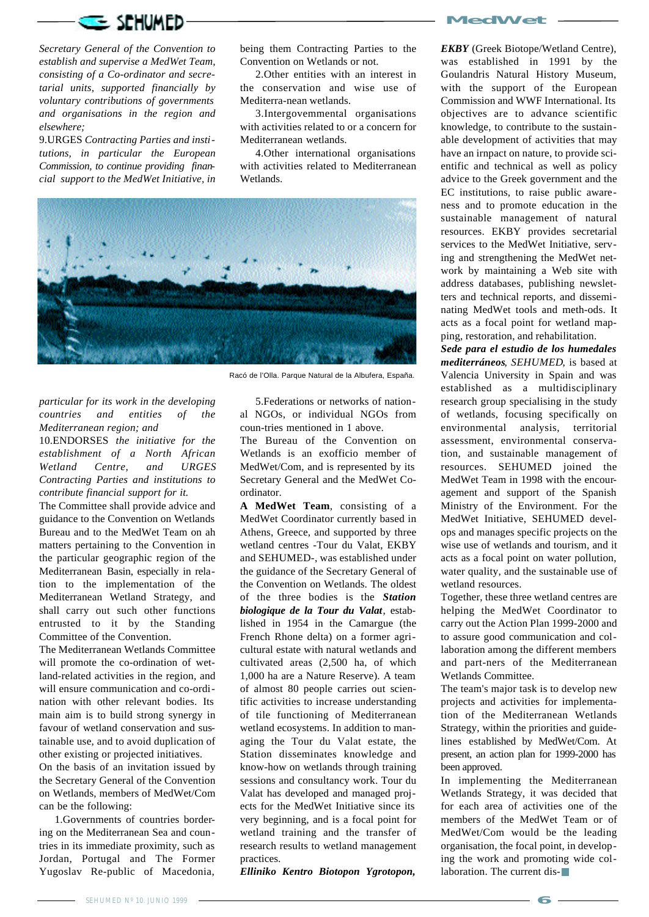*Secretary General of the Convention to establish and supervise a MedWet Team, consisting of a Co-ordinator and secretarial units, supported financially by voluntary contributions of governments and organisations in the region and elsewhere;*

9.URGES *Contracting Parties and institutions, in particular the European Commission, to continue providing financial support to the MedWet Initiative, in particular for its work in the developing countries and entities of the Mediterranean region; and*

10.ENDORSES *the initiative for the establishment of a North African Wetland Centre, and URGES Contracting Parties and institutions to contribute financial support for it.*

The Committee shall provide advice and guidance to the Convention on Wetlands Bureau and to the MedWet Team on ah matters pertaining to the Convention in the particular geographic region of the Mediterranean Basin, especially in relation to the implementation of the Mediterranean Wetland Strategy, and shall carry out such other functions entrusted to it by the Standing Committee of the Convention.

The Mediterranean Wetlands Committee will promote the co-ordination of wetland-related activities in the region, and will ensure communication and co-ordination with other relevant bodies. Its main aim is to build strong synergy in favour of wetland conservation and sustainable use, and to avoid duplication of other existing or projected initiatives.

On the basis of an invitation issued by the Secretary General of the Convention on Wetlands, members of MedWet/Com can be the following:

1.Governments of countries bordering on the Mediterranean Sea and countries in its immediate proximity, such as Jordan, Portugal and The Former Yugoslav Re-public of Macedonia, being them Contracting Parties to the Convention on Wetlands or not.

2.Other entities with an interest in the conservation and wise use of Mediterra-nean wetlands.

3.Intergovernmental organisations with activities related to or a concern for Mediterranean wetlands.

4.Other international organisations with activities related to Mediterranean Wetlands.

Racó de l'Olla. Parque Natural de la Albufera, España.

5.Federations or networks of national NGOs, or individual NGOs from coun-tries mentioned in 1 above.

The Bureau of the Convention on Wetlands is an exofficio member of MedWet/Com, and is represented by its Secretary General and the MedWet Co-ordinator.

**A MedWet Team**, consisting of a MedWet Coordinator currently based in Athens, Greece, and supported by three wetland centres -Tour du Valat, EKBY and SEHUMED-, was established under the guidance of the Secretary General of the Convention on Wetlands. The oldest of the three bodies is the ***Station biologique de la Tour du Valat***, established in 1954 in the Camargue (the French Rhone delta) on a former agricultural estate with natural wetlands and cultivated areas (2,500 ha, of which 1,000 ha are a Nature Reserve). A team of almost 80 people carries out scientific activities to increase understanding of tile functioning of Mediterranean wetland ecosystems. In addition to managing the Tour du Valat estate, the Station disseminates knowledge and know-how on wetlands through training sessions and consultancy work. Tour du Valat has developed and managed projects for the MedWet Initiative since its very beginning, and is a focal point for wetland training and the transfer of research results to wetland management practices.

***Elliniko Kentro Biotopon Ygrotopon, EKBY*** (Greek Biotope/Wetland Centre), was established in 1991 by the Goulandris Natural History Museum, with the support of the European Commission and WWF International. Its objectives are to advance scientific knowledge, to contribute to the sustainable development of activities that may have an irnpact on nature, to provide scientific and technical as well as policy advice to the Greek government and the EC institutions, to raise public awareness and to promote education in the sustainable management of natural resources. EKBY provides secretarial services to the MedWet Initiative, serving and strengthening the MedWet network by maintaining a Web site with address databases, publishing newsletters and technical reports, and disseminating MedWet tools and meth-ods. It acts as a focal point for wetland mapping, restoration, and rehabilitation.

***Sede para el estudio de los humedales mediterráneos**, SEHUMED,* is based at Valencia University in Spain and was established as a multidisciplinary research group specialising in the study of wetlands, focusing specifically on environmental analysis, territorial assessment, environmental conservation, and sustainable management of resources. SEHUMED joined the MedWet Team in 1998 with the encouragement and support of the Spanish Ministry of the Environment. For the MedWet Initiative, SEHUMED develops and manages specific projects on the wise use of wetlands and tourism, and it acts as a focal point on water pollution, water quality, and the sustainable use of wetland resources.

Together, these three wetland centres are helping the MedWet Coordinator to carry out the Action Plan 1999-2000 and to assure good communication and collaboration among the different members and part-ners of the Mediterranean Wetlands Committee.

The team's major task is to develop new projects and activities for implementation of the Mediterranean Wetlands Strategy, within the priorities and guidelines established by MedWet/Com. At present, an action plan for 1999-2000 has been approved.

In implementing the Mediterranean Wetlands Strategy, it was decided that for each area of activities one of the members of the MedWet Team or of MedWet/Com would be the leading organisation, the focal point, in developing the work and promoting wide collaboration. The current dis-